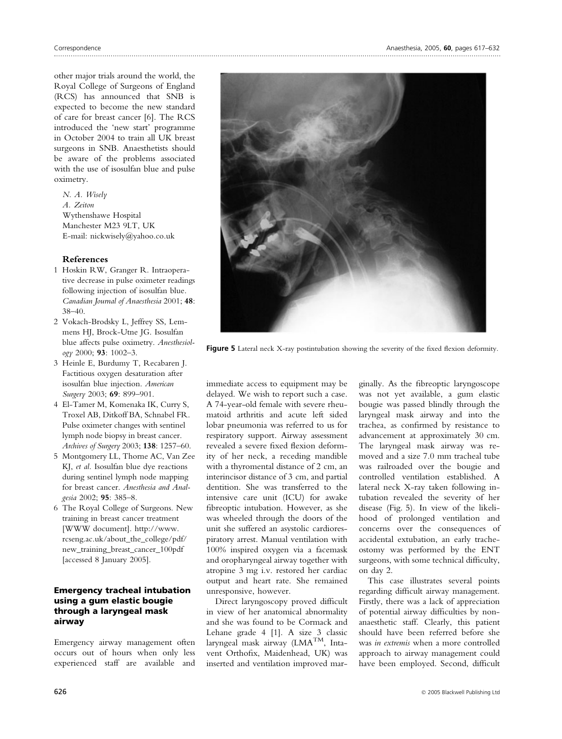other major trials around the world, the Royal College of Surgeons of England (RCS) has announced that SNB is expected to become the new standard of care for breast cancer [6]. The RCS introduced the 'new start' programme in October 2004 to train all UK breast surgeons in SNB. Anaesthetists should be aware of the problems associated with the use of isosulfan blue and pulse oximetry.

*N. A. Wisely*
*A. Zeiton*
Wythenshawe Hospital
Manchester M23 9LT, UK
E-mail: nickwisely@yahoo.co.uk

### References

1. Hoskin RW, Granger R. Intraoperative decrease in pulse oximeter readings following injection of isosulfan blue. *Canadian Journal of Anaesthesia* 2001; **48**: 38–40.
2. Vokach-Brodsky L, Jeffrey SS, Lemmens HJ, Brock-Utne JG. Isosulfan blue affects pulse oximetry. *Anesthesiology* 2000; **93**: 1002–3.
3. Heinle E, Burdumy T, Recabaren J. Factitious oxygen desaturation after isosulfan blue injection. *American Surgery* 2003; **69**: 899–901.
4. El-Tamer M, Komenaka IK, Curry S, Troxel AB, Ditkoff BA, Schnabel FR. Pulse oximeter changes with sentinel lymph node biopsy in breast cancer. *Archives of Surgery* 2003; **138**: 1257–60.
5. Montgomery LL, Thorne AC, Van Zee KJ, *et al.* Isosulfan blue dye reactions during sentinel lymph node mapping for breast cancer. *Anesthesia and Analgesia* 2002; **95**: 385–8.
6. The Royal College of Surgeons. New training in breast cancer treatment [WWW document]. http://www.rcseng.ac.uk/about_the_college/pdf/new_training_breast_cancer_100pdf [accessed 8 January 2005].

## Emergency tracheal intubation using a gum elastic bougie through a laryngeal mask airway

Emergency airway management often occurs out of hours when only less experienced staff are available and immediate access to equipment may be delayed. We wish to report such a case. A 74-year-old female with severe rheumatoid arthritis and acute left sided lobar pneumonia was referred to us for respiratory support. Airway assessment revealed a severe fixed flexion deformity of her neck, a receding mandible with a thyromental distance of 2 cm, an interincisor distance of 3 cm, and partial dentition. She was transferred to the intensive care unit (ICU) for awake fibreoptic intubation. However, as she was wheeled through the doors of the unit she suffered an asystolic cardiorespiratory arrest. Manual ventilation with 100% inspired oxygen via a facemask and oropharyngeal airway together with atropine 3 mg i.v. restored her cardiac output and heart rate. She remained unresponsive, however.

Direct laryngoscopy proved difficult in view of her anatomical abnormality and she was found to be Cormack and Lehane grade 4 [1]. A size 3 classic laryngeal mask airway (LMA™, Intavent Orthofix, Maidenhead, UK) was inserted and ventilation improved marginally. As the fibreoptic laryngoscope was not yet available, a gum elastic bougie was passed blindly through the laryngeal mask airway and into the trachea, as confirmed by resistance to advancement at approximately 30 cm. The laryngeal mask airway was removed and a size 7.0 mm tracheal tube was railroaded over the bougie and controlled ventilation established. A lateral neck X-ray taken following intubation revealed the severity of her disease (Fig. 5). In view of the likelihood of prolonged ventilation and concerns over the consequences of accidental extubation, an early tracheostomy was performed by the ENT surgeons, with some technical difficulty, on day 2.

**Figure 5** Lateral neck X-ray postintubation showing the severity of the fixed flexion deformity.

This case illustrates several points regarding difficult airway management. Firstly, there was a lack of appreciation of potential airway difficulties by non-anaesthetic staff. Clearly, this patient should have been referred before she was *in extremis* when a more controlled approach to airway management could have been employed. Second, difficult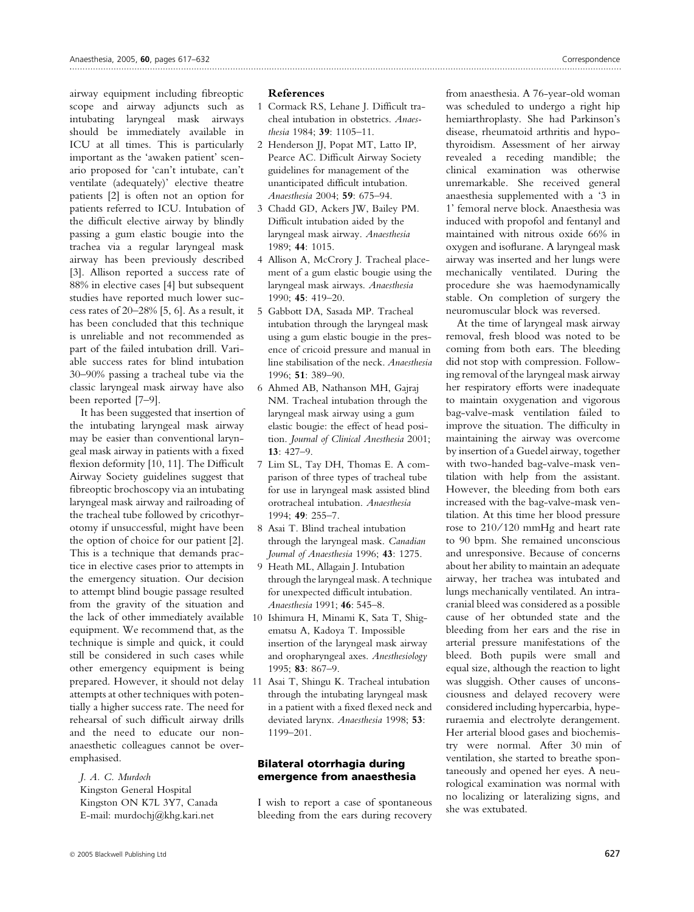airway equipment including fibreoptic scope and airway adjuncts such as intubating laryngeal mask airways should be immediately available in ICU at all times. This is particularly important as the 'awaken patient' scenario proposed for 'can't intubate, can't ventilate (adequately)' elective theatre patients [2] is often not an option for patients referred to ICU. Intubation of the difficult elective airway by blindly passing a gum elastic bougie into the trachea via a regular laryngeal mask airway has been previously described [3]. Allison reported a success rate of 88% in elective cases [4] but subsequent studies have reported much lower success rates of 20–28% [5, 6]. As a result, it has been concluded that this technique is unreliable and not recommended as part of the failed intubation drill. Variable success rates for blind intubation 30–90% passing a tracheal tube via the classic laryngeal mask airway have also been reported [7–9].

It has been suggested that insertion of the intubating laryngeal mask airway may be easier than conventional laryngeal mask airway in patients with a fixed flexion deformity [10, 11]. The Difficult Airway Society guidelines suggest that fibreoptic brochoscopy via an intubating laryngeal mask airway and railroading of the tracheal tube followed by cricothyrotomy if unsuccessful, might have been the option of choice for our patient [2]. This is a technique that demands practice in elective cases prior to attempts in the emergency situation. Our decision to attempt blind bougie passage resulted from the gravity of the situation and the lack of other immediately available equipment. We recommend that, as the technique is simple and quick, it could still be considered in such cases while other emergency equipment is being prepared. However, it should not delay attempts at other techniques with potentially a higher success rate. The need for rehearsal of such difficult airway drills and the need to educate our non-anaesthetic colleagues cannot be overemphasised.

*J. A. C. Murdoch*
Kingston General Hospital
Kingston ON K7L 3Y7, Canada
E-mail: murdochj@khg.kari.net

### References

1. Cormack RS, Lehane J. Difficult tracheal intubation in obstetrics. *Anaesthesia* 1984; **39**: 1105–11.
2. Henderson JJ, Popat MT, Latto IP, Pearce AC. Difficult Airway Society guidelines for management of the unanticipated difficult intubation. *Anaesthesia* 2004; **59**: 675–94.
3. Chadd GD, Ackers JW, Bailey PM. Difficult intubation aided by the laryngeal mask airway. *Anaesthesia* 1989; **44**: 1015.
4. Allison A, McCrory J. Tracheal placement of a gum elastic bougie using the laryngeal mask airways. *Anaesthesia* 1990; **45**: 419–20.
5. Gabbott DA, Sasada MP. Tracheal intubation through the laryngeal mask using a gum elastic bougie in the presence of cricoid pressure and manual in line stabilisation of the neck. *Anaesthesia* 1996; **51**: 389–90.
6. Ahmed AB, Nathanson MH, Gajraj NM. Tracheal intubation through the laryngeal mask airway using a gum elastic bougie: the effect of head position. *Journal of Clinical Anesthesia* 2001; **13**: 427–9.
7. Lim SL, Tay DH, Thomas E. A comparison of three types of tracheal tube for use in laryngeal mask assisted blind orotracheal intubation. *Anaesthesia* 1994; **49**: 255–7.
8. Asai T. Blind tracheal intubation through the laryngeal mask. *Canadian Journal of Anaesthesia* 1996; **43**: 1275.
9. Heath ML, Allagain J. Intubation through the laryngeal mask. A technique for unexpected difficult intubation. *Anaesthesia* 1991; **46**: 545–8.
10. Ishimura H, Minami K, Sata T, Shigematsu A, Kadoya T. Impossible insertion of the laryngeal mask airway and oropharyngeal axes. *Anesthesiology* 1995; **83**: 867–9.
11. Asai T, Shingu K. Tracheal intubation through the intubating laryngeal mask in a patient with a fixed flexed neck and deviated larynx. *Anaesthesia* 1998; **53**: 1199–201.

## Bilateral otorrhagia during emergence from anaesthesia

I wish to report a case of spontaneous bleeding from the ears during recovery from anaesthesia. A 76-year-old woman was scheduled to undergo a right hip hemiarthroplasty. She had Parkinson's disease, rheumatoid arthritis and hypothyroidism. Assessment of her airway revealed a receding mandible; the clinical examination was otherwise unremarkable. She received general anaesthesia supplemented with a '3 in 1' femoral nerve block. Anaesthesia was induced with propofol and fentanyl and maintained with nitrous oxide 66% in oxygen and isoflurane. A laryngeal mask airway was inserted and her lungs were mechanically ventilated. During the procedure she was haemodynamically stable. On completion of surgery the neuromuscular block was reversed.

At the time of laryngeal mask airway removal, fresh blood was noted to be coming from both ears. The bleeding did not stop with compression. Following removal of the laryngeal mask airway her respiratory efforts were inadequate to maintain oxygenation and vigorous bag-valve-mask ventilation failed to improve the situation. The difficulty in maintaining the airway was overcome by insertion of a Guedel airway, together with two-handed bag-valve-mask ventilation with help from the assistant. However, the bleeding from both ears increased with the bag-valve-mask ventilation. At this time her blood pressure rose to 210/120 mmHg and heart rate to 90 bpm. She remained unconscious and unresponsive. Because of concerns about her ability to maintain an adequate airway, her trachea was intubated and lungs mechanically ventilated. An intracranial bleed was considered as a possible cause of her obtunded state and the bleeding from her ears and the rise in arterial pressure manifestations of the bleed. Both pupils were small and equal size, although the reaction to light was sluggish. Other causes of unconsciousness and delayed recovery were considered including hypercarbia, hyperuraemia and electrolyte derangement. Her arterial blood gases and biochemistry were normal. After 30 min of ventilation, she started to breathe spontaneously and opened her eyes. A neurological examination was normal with no localizing or lateralizing signs, and she was extubated.